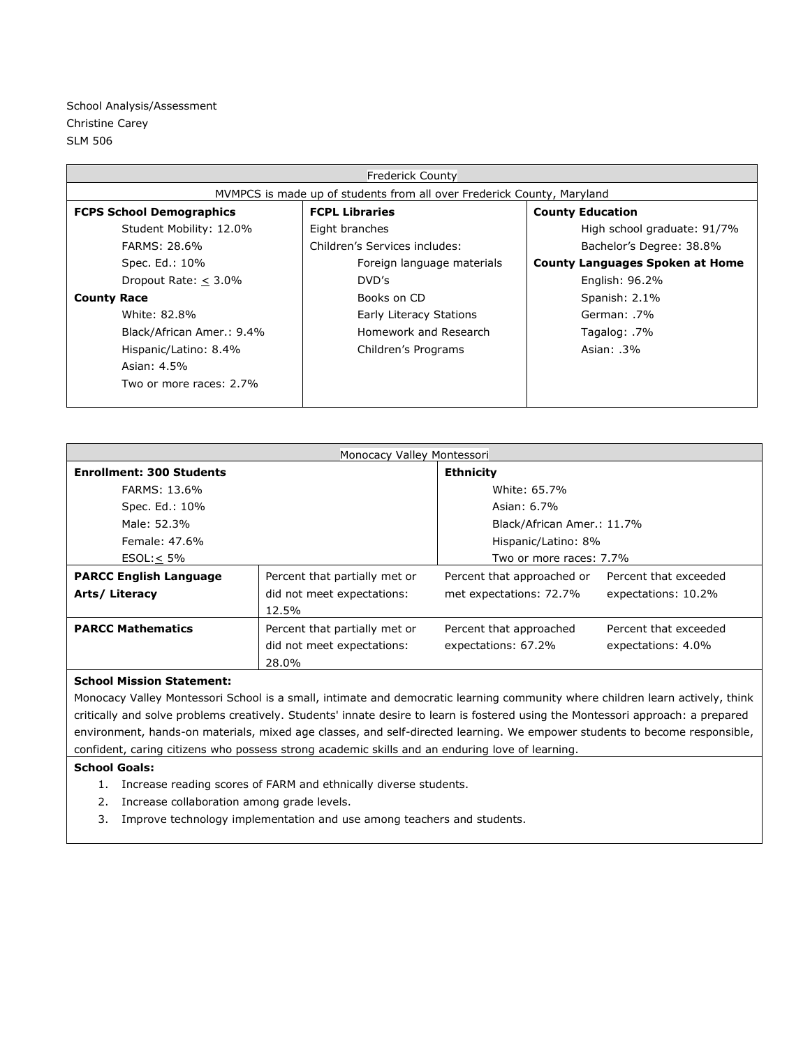School Analysis/Assessment
Christine Carey
SLM 506

| Frederick County | | |
|---|---|---|
| MVMPCS is made up of students from all over Frederick County, Maryland | | |
| **FCPS School Demographics**<br>Student Mobility: 12.0%<br>FARMS: 28.6%<br>Spec. Ed.: 10%<br>Dropout Rate: < 3.0%<br>**County Race**<br>White: 82.8%<br>Black/African Amer.: 9.4%<br>Hispanic/Latino: 8.4%<br>Asian: 4.5%<br>Two or more races: 2.7% | **FCPL Libraries**<br>Eight branches<br>Children's Services includes:<br>Foreign language materials<br>DVD's<br>Books on CD<br>Early Literacy Stations<br>Homework and Research<br>Children's Programs | **County Education**<br>High school graduate: 91/7%<br>Bachelor's Degree: 38.8%<br>**County Languages Spoken at Home**<br>English: 96.2%<br>Spanish: 2.1%<br>German: .7%<br>Tagalog: .7%<br>Asian: .3% |

| Monocacy Valley Montessori | | | |
|---|---|---|---|
| **Enrollment: 300 Students**<br>FARMS: 13.6%<br>Spec. Ed.: 10%<br>Male: 52.3%<br>Female: 47.6%<br>ESOL: < 5% | | **Ethnicity**<br>White: 65.7%<br>Asian: 6.7%<br>Black/African Amer.: 11.7%<br>Hispanic/Latino: 8%<br>Two or more races: 7.7% | |
| **PARCC English Language Arts/ Literacy** | Percent that partially met or did not meet expectations: 12.5% | Percent that approached or met expectations: 72.7% | Percent that exceeded expectations: 10.2% |
| **PARCC Mathematics** | Percent that partially met or did not meet expectations: 28.0% | Percent that approached expectations: 67.2% | Percent that exceeded expectations: 4.0% |

**School Mission Statement:**

Monocacy Valley Montessori School is a small, intimate and democratic learning community where children learn actively, think critically and solve problems creatively. Students' innate desire to learn is fostered using the Montessori approach: a prepared environment, hands-on materials, mixed age classes, and self-directed learning. We empower students to become responsible, confident, caring citizens who possess strong academic skills and an enduring love of learning.

**School Goals:**

1. Increase reading scores of FARM and ethnically diverse students.
2. Increase collaboration among grade levels.
3. Improve technology implementation and use among teachers and students.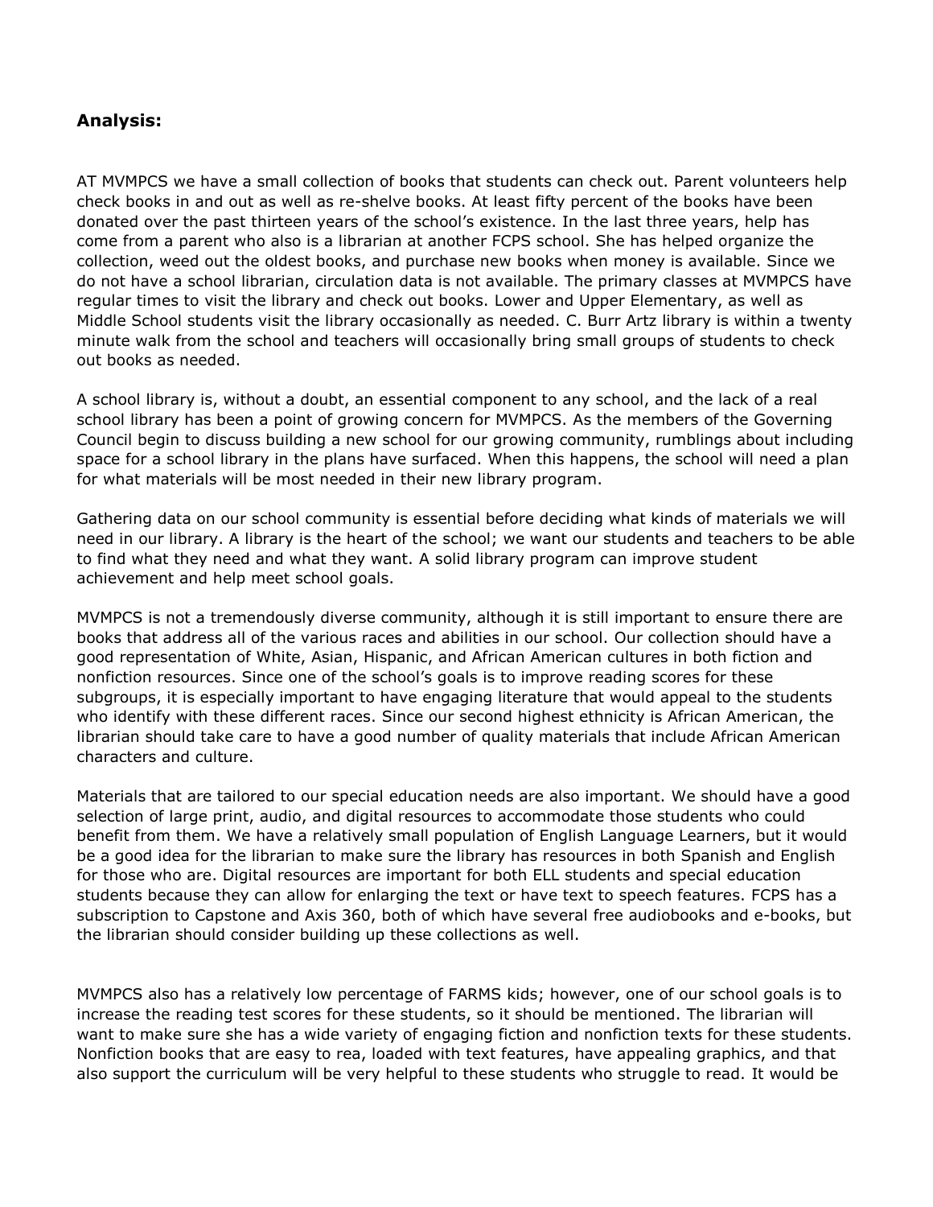## **Analysis:**

AT MVMPCS we have a small collection of books that students can check out. Parent volunteers help check books in and out as well as re-shelve books. At least fifty percent of the books have been donated over the past thirteen years of the school's existence. In the last three years, help has come from a parent who also is a librarian at another FCPS school. She has helped organize the collection, weed out the oldest books, and purchase new books when money is available. Since we do not have a school librarian, circulation data is not available. The primary classes at MVMPCS have regular times to visit the library and check out books. Lower and Upper Elementary, as well as Middle School students visit the library occasionally as needed. C. Burr Artz library is within a twenty minute walk from the school and teachers will occasionally bring small groups of students to check out books as needed.

A school library is, without a doubt, an essential component to any school, and the lack of a real school library has been a point of growing concern for MVMPCS. As the members of the Governing Council begin to discuss building a new school for our growing community, rumblings about including space for a school library in the plans have surfaced. When this happens, the school will need a plan for what materials will be most needed in their new library program.

Gathering data on our school community is essential before deciding what kinds of materials we will need in our library. A library is the heart of the school; we want our students and teachers to be able to find what they need and what they want. A solid library program can improve student achievement and help meet school goals.

MVMPCS is not a tremendously diverse community, although it is still important to ensure there are books that address all of the various races and abilities in our school. Our collection should have a good representation of White, Asian, Hispanic, and African American cultures in both fiction and nonfiction resources. Since one of the school's goals is to improve reading scores for these subgroups, it is especially important to have engaging literature that would appeal to the students who identify with these different races. Since our second highest ethnicity is African American, the librarian should take care to have a good number of quality materials that include African American characters and culture.

Materials that are tailored to our special education needs are also important. We should have a good selection of large print, audio, and digital resources to accommodate those students who could benefit from them. We have a relatively small population of English Language Learners, but it would be a good idea for the librarian to make sure the library has resources in both Spanish and English for those who are. Digital resources are important for both ELL students and special education students because they can allow for enlarging the text or have text to speech features. FCPS has a subscription to Capstone and Axis 360, both of which have several free audiobooks and e-books, but the librarian should consider building up these collections as well.

MVMPCS also has a relatively low percentage of FARMS kids; however, one of our school goals is to increase the reading test scores for these students, so it should be mentioned. The librarian will want to make sure she has a wide variety of engaging fiction and nonfiction texts for these students. Nonfiction books that are easy to rea, loaded with text features, have appealing graphics, and that also support the curriculum will be very helpful to these students who struggle to read. It would be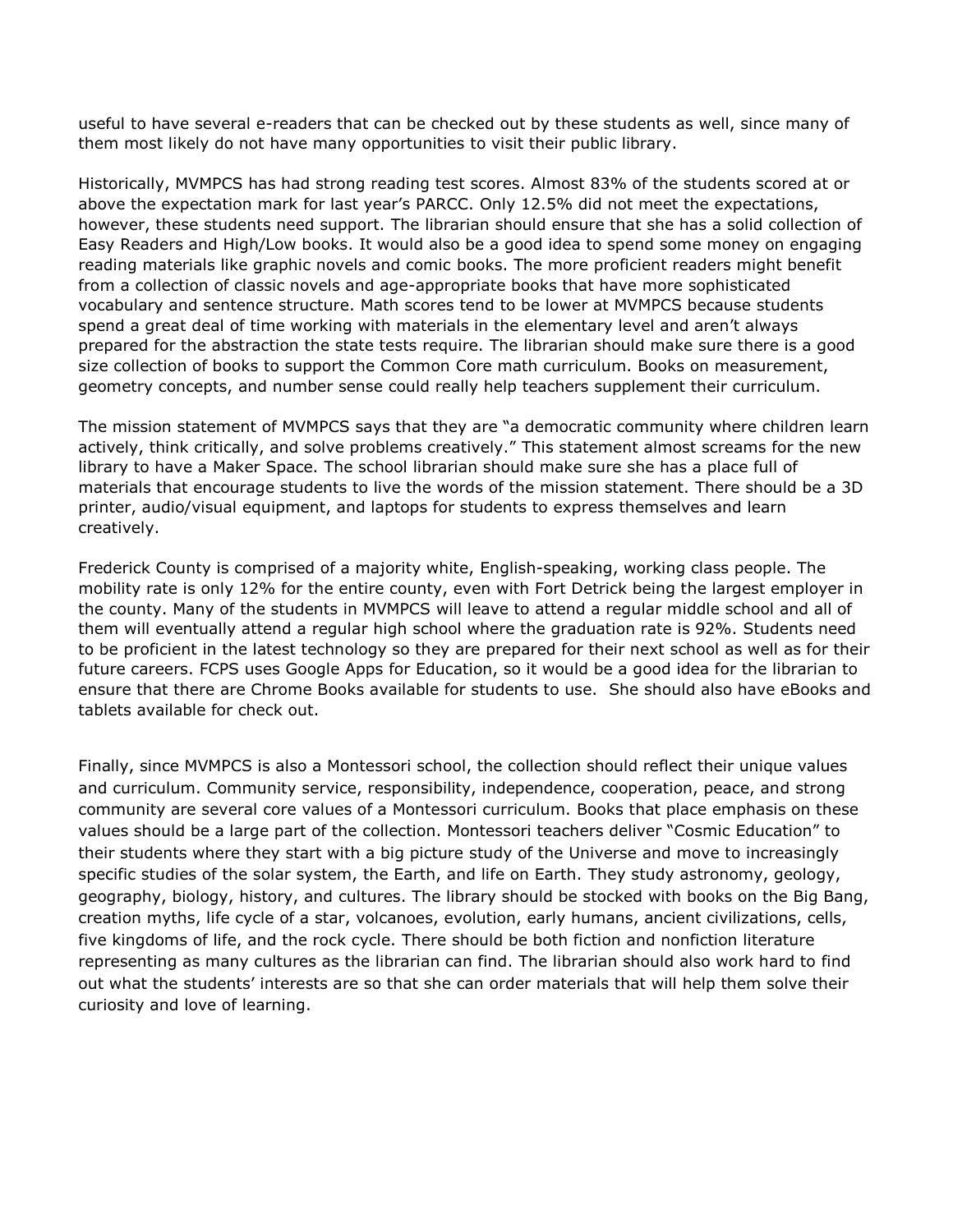useful to have several e-readers that can be checked out by these students as well, since many of them most likely do not have many opportunities to visit their public library.

Historically, MVMPCS has had strong reading test scores. Almost 83% of the students scored at or above the expectation mark for last year's PARCC. Only 12.5% did not meet the expectations, however, these students need support. The librarian should ensure that she has a solid collection of Easy Readers and High/Low books. It would also be a good idea to spend some money on engaging reading materials like graphic novels and comic books. The more proficient readers might benefit from a collection of classic novels and age-appropriate books that have more sophisticated vocabulary and sentence structure. Math scores tend to be lower at MVMPCS because students spend a great deal of time working with materials in the elementary level and aren't always prepared for the abstraction the state tests require. The librarian should make sure there is a good size collection of books to support the Common Core math curriculum. Books on measurement, geometry concepts, and number sense could really help teachers supplement their curriculum.

The mission statement of MVMPCS says that they are "a democratic community where children learn actively, think critically, and solve problems creatively." This statement almost screams for the new library to have a Maker Space. The school librarian should make sure she has a place full of materials that encourage students to live the words of the mission statement. There should be a 3D printer, audio/visual equipment, and laptops for students to express themselves and learn creatively.

Frederick County is comprised of a majority white, English-speaking, working class people. The mobility rate is only 12% for the entire county, even with Fort Detrick being the largest employer in the county. Many of the students in MVMPCS will leave to attend a regular middle school and all of them will eventually attend a regular high school where the graduation rate is 92%. Students need to be proficient in the latest technology so they are prepared for their next school as well as for their future careers. FCPS uses Google Apps for Education, so it would be a good idea for the librarian to ensure that there are Chrome Books available for students to use. She should also have eBooks and tablets available for check out.

Finally, since MVMPCS is also a Montessori school, the collection should reflect their unique values and curriculum. Community service, responsibility, independence, cooperation, peace, and strong community are several core values of a Montessori curriculum. Books that place emphasis on these values should be a large part of the collection. Montessori teachers deliver "Cosmic Education" to their students where they start with a big picture study of the Universe and move to increasingly specific studies of the solar system, the Earth, and life on Earth. They study astronomy, geology, geography, biology, history, and cultures. The library should be stocked with books on the Big Bang, creation myths, life cycle of a star, volcanoes, evolution, early humans, ancient civilizations, cells, five kingdoms of life, and the rock cycle. There should be both fiction and nonfiction literature representing as many cultures as the librarian can find. The librarian should also work hard to find out what the students' interests are so that she can order materials that will help them solve their curiosity and love of learning.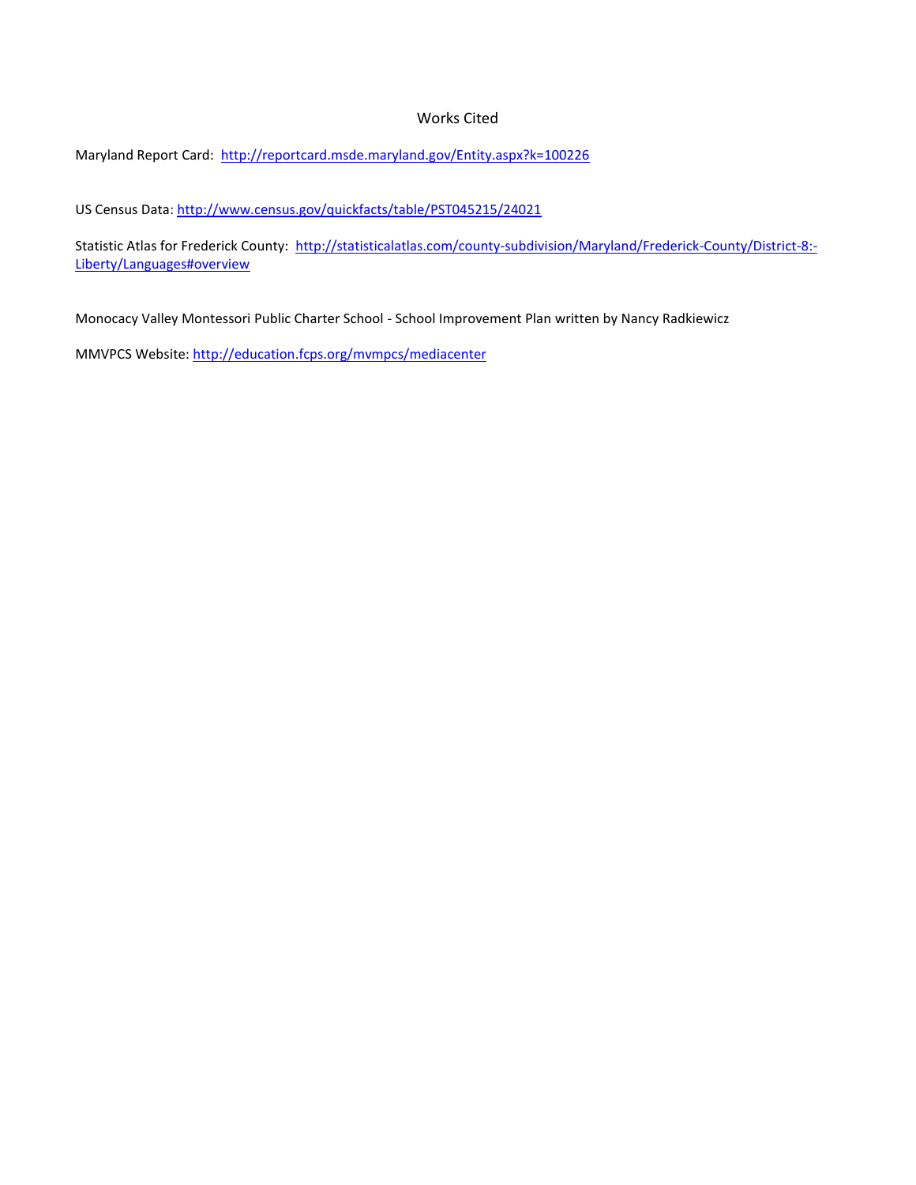# Works Cited

Maryland Report Card: http://reportcard.msde.maryland.gov/Entity.aspx?k=100226

US Census Data: http://www.census.gov/quickfacts/table/PST045215/24021

Statistic Atlas for Frederick County: http://statisticalatlas.com/county-subdivision/Maryland/Frederick-County/District-8:-Liberty/Languages#overview

Monocacy Valley Montessori Public Charter School - School Improvement Plan written by Nancy Radkiewicz

MMVPCS Website: http://education.fcps.org/mvmpcs/mediacenter